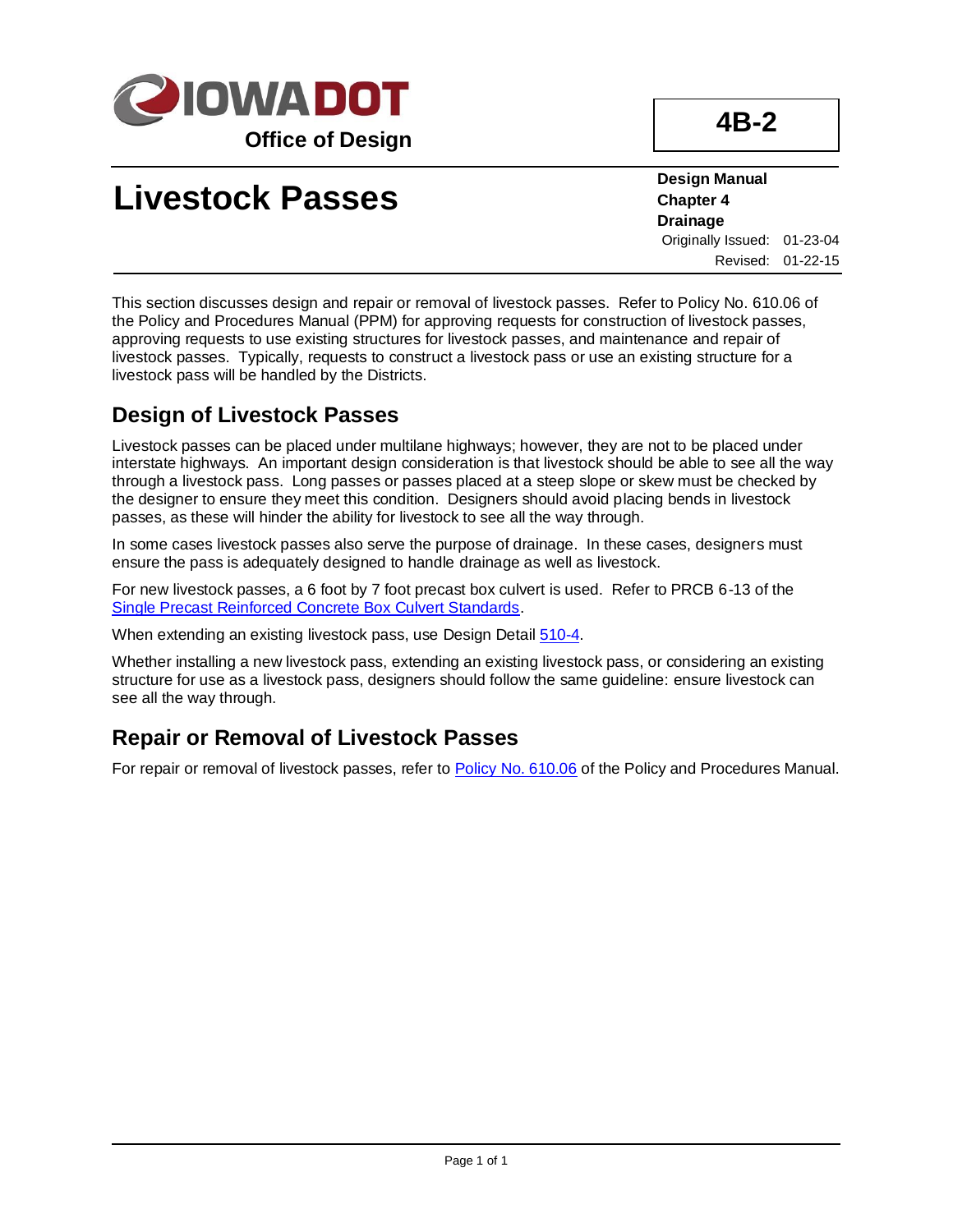IOWA DOT

Office of Design

**4B-2**

# Livestock Passes

**Design Manual**
**Chapter 4**
**Drainage**

Originally Issued: 01-23-04
Revised: 01-22-15

This section discusses design and repair or removal of livestock passes. Refer to Policy No. 610.06 of the Policy and Procedures Manual (PPM) for approving requests for construction of livestock passes, approving requests to use existing structures for livestock passes, and maintenance and repair of livestock passes. Typically, requests to construct a livestock pass or use an existing structure for a livestock pass will be handled by the Districts.

## Design of Livestock Passes

Livestock passes can be placed under multilane highways; however, they are not to be placed under interstate highways. An important design consideration is that livestock should be able to see all the way through a livestock pass. Long passes or passes placed at a steep slope or skew must be checked by the designer to ensure they meet this condition. Designers should avoid placing bends in livestock passes, as these will hinder the ability for livestock to see all the way through.

In some cases livestock passes also serve the purpose of drainage. In these cases, designers must ensure the pass is adequately designed to handle drainage as well as livestock.

For new livestock passes, a 6 foot by 7 foot precast box culvert is used. Refer to PRCB 6-13 of the Single Precast Reinforced Concrete Box Culvert Standards.

When extending an existing livestock pass, use Design Detail 510-4.

Whether installing a new livestock pass, extending an existing livestock pass, or considering an existing structure for use as a livestock pass, designers should follow the same guideline: ensure livestock can see all the way through.

## Repair or Removal of Livestock Passes

For repair or removal of livestock passes, refer to Policy No. 610.06 of the Policy and Procedures Manual.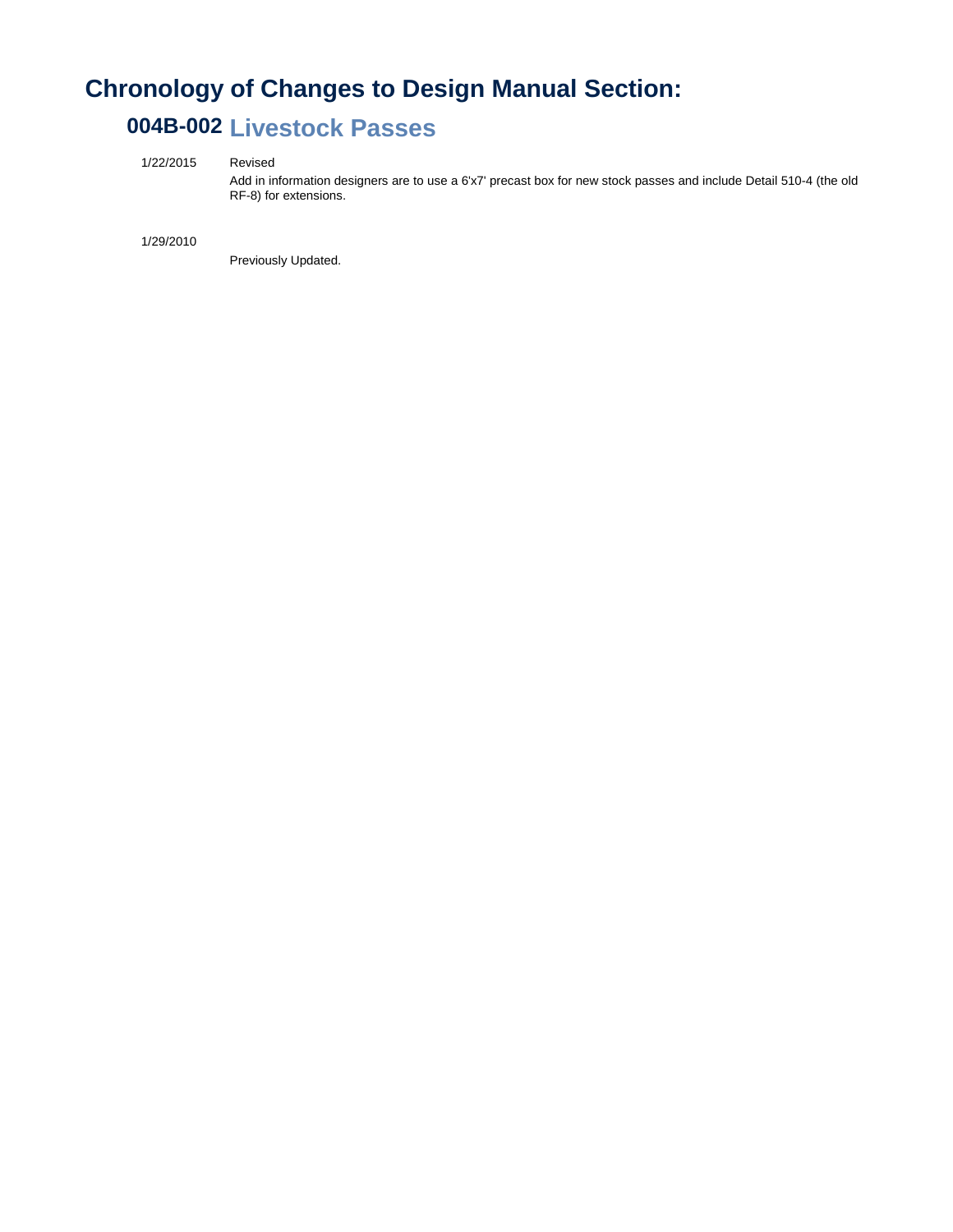# Chronology of Changes to Design Manual Section:

## 004B-002 Livestock Passes

1/22/2015 Revised

Add in information designers are to use a 6'x7' precast box for new stock passes and include Detail 510-4 (the old RF-8) for extensions.

1/29/2010

Previously Updated.